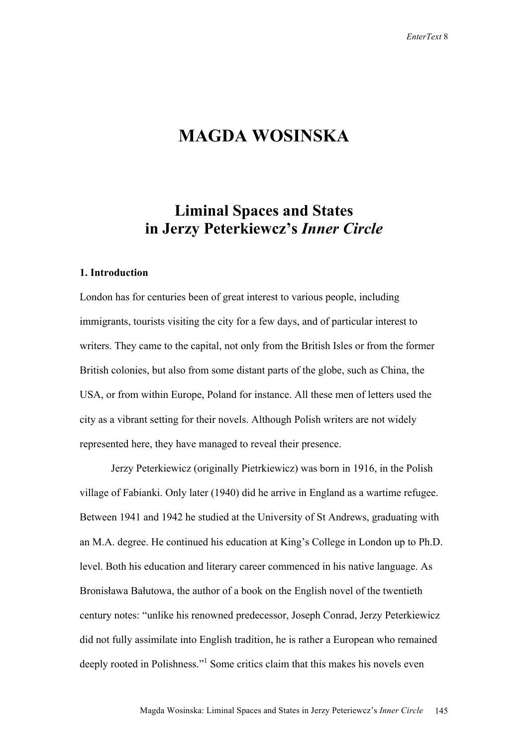# MAGDA WOSINSKA

## Liminal Spaces and States in Jerzy Peterkiewcz's *Inner Circle*

### 1. Introduction

London has for centuries been of great interest to various people, including immigrants, tourists visiting the city for a few days, and of particular interest to writers. They came to the capital, not only from the British Isles or from the former British colonies, but also from some distant parts of the globe, such as China, the USA, or from within Europe, Poland for instance. All these men of letters used the city as a vibrant setting for their novels. Although Polish writers are not widely represented here, they have managed to reveal their presence.

Jerzy Peterkiewicz (originally Pietrkiewicz) was born in 1916, in the Polish village of Fabianki. Only later (1940) did he arrive in England as a wartime refugee. Between 1941 and 1942 he studied at the University of St Andrews, graduating with an M.A. degree. He continued his education at King's College in London up to Ph.D. level. Both his education and literary career commenced in his native language. As Bronisława Bałutowa, the author of a book on the English novel of the twentieth century notes: "unlike his renowned predecessor, Joseph Conrad, Jerzy Peterkiewicz did not fully assimilate into English tradition, he is rather a European who remained deeply rooted in Polishness."[1] Some critics claim that this makes his novels even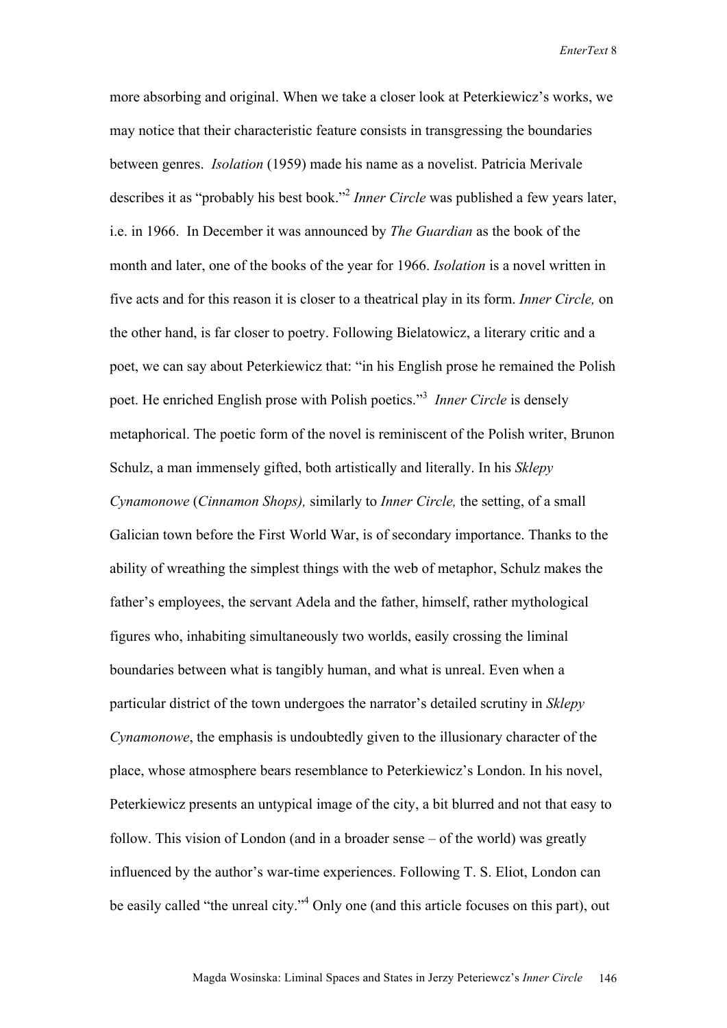more absorbing and original. When we take a closer look at Peterkiewicz's works, we may notice that their characteristic feature consists in transgressing the boundaries between genres. *Isolation* (1959) made his name as a novelist. Patricia Merivale describes it as "probably his best book."[2] *Inner Circle* was published a few years later, i.e. in 1966. In December it was announced by *The Guardian* as the book of the month and later, one of the books of the year for 1966. *Isolation* is a novel written in five acts and for this reason it is closer to a theatrical play in its form. *Inner Circle,* on the other hand, is far closer to poetry. Following Bielatowicz, a literary critic and a poet, we can say about Peterkiewicz that: "in his English prose he remained the Polish poet. He enriched English prose with Polish poetics."[3] *Inner Circle* is densely metaphorical. The poetic form of the novel is reminiscent of the Polish writer, Brunon Schulz, a man immensely gifted, both artistically and literally. In his *Sklepy Cynamonowe* (*Cinnamon Shops),* similarly to *Inner Circle,* the setting, of a small Galician town before the First World War, is of secondary importance. Thanks to the ability of wreathing the simplest things with the web of metaphor, Schulz makes the father's employees, the servant Adela and the father, himself, rather mythological figures who, inhabiting simultaneously two worlds, easily crossing the liminal boundaries between what is tangibly human, and what is unreal. Even when a particular district of the town undergoes the narrator's detailed scrutiny in *Sklepy Cynamonowe*, the emphasis is undoubtedly given to the illusionary character of the place, whose atmosphere bears resemblance to Peterkiewicz's London. In his novel, Peterkiewicz presents an untypical image of the city, a bit blurred and not that easy to follow. This vision of London (and in a broader sense – of the world) was greatly influenced by the author's war-time experiences. Following T. S. Eliot, London can be easily called "the unreal city."[4] Only one (and this article focuses on this part), out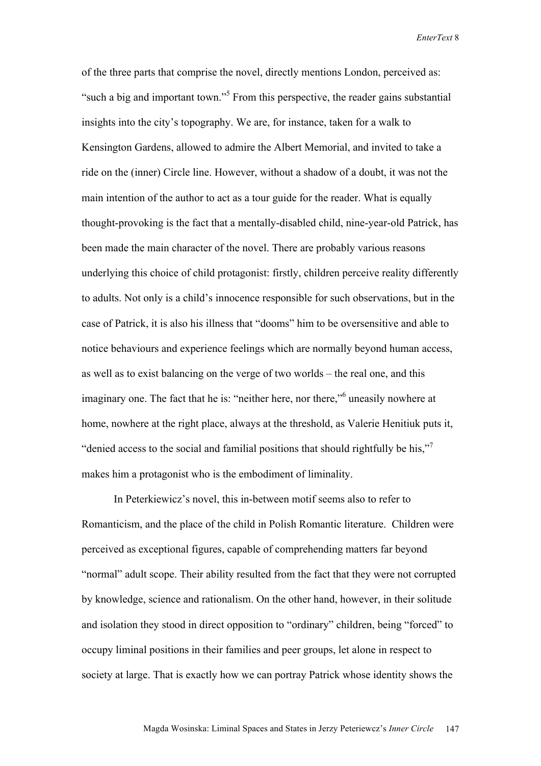of the three parts that comprise the novel, directly mentions London, perceived as: "such a big and important town."[5] From this perspective, the reader gains substantial insights into the city's topography. We are, for instance, taken for a walk to Kensington Gardens, allowed to admire the Albert Memorial, and invited to take a ride on the (inner) Circle line. However, without a shadow of a doubt, it was not the main intention of the author to act as a tour guide for the reader. What is equally thought-provoking is the fact that a mentally-disabled child, nine-year-old Patrick, has been made the main character of the novel. There are probably various reasons underlying this choice of child protagonist: firstly, children perceive reality differently to adults. Not only is a child's innocence responsible for such observations, but in the case of Patrick, it is also his illness that "dooms" him to be oversensitive and able to notice behaviours and experience feelings which are normally beyond human access, as well as to exist balancing on the verge of two worlds – the real one, and this imaginary one. The fact that he is: "neither here, nor there,"[6] uneasily nowhere at home, nowhere at the right place, always at the threshold, as Valerie Henitiuk puts it, "denied access to the social and familial positions that should rightfully be his,"[7] makes him a protagonist who is the embodiment of liminality.

In Peterkiewicz's novel, this in-between motif seems also to refer to Romanticism, and the place of the child in Polish Romantic literature. Children were perceived as exceptional figures, capable of comprehending matters far beyond "normal" adult scope. Their ability resulted from the fact that they were not corrupted by knowledge, science and rationalism. On the other hand, however, in their solitude and isolation they stood in direct opposition to "ordinary" children, being "forced" to occupy liminal positions in their families and peer groups, let alone in respect to society at large. That is exactly how we can portray Patrick whose identity shows the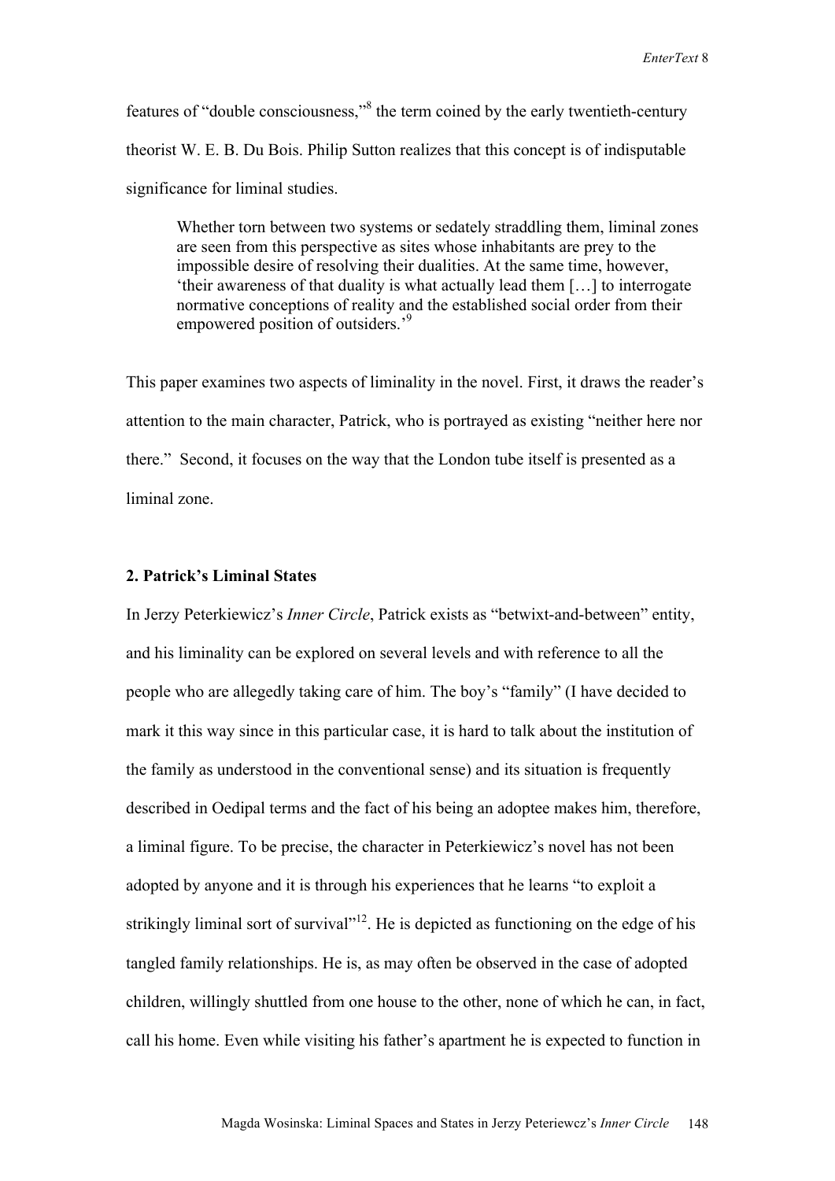features of "double consciousness,"[8] the term coined by the early twentieth-century theorist W. E. B. Du Bois. Philip Sutton realizes that this concept is of indisputable significance for liminal studies.

> Whether torn between two systems or sedately straddling them, liminal zones are seen from this perspective as sites whose inhabitants are prey to the impossible desire of resolving their dualities. At the same time, however, 'their awareness of that duality is what actually lead them […] to interrogate normative conceptions of reality and the established social order from their empowered position of outsiders.'[9]

This paper examines two aspects of liminality in the novel. First, it draws the reader's attention to the main character, Patrick, who is portrayed as existing "neither here nor there." Second, it focuses on the way that the London tube itself is presented as a liminal zone.

## 2. Patrick's Liminal States

In Jerzy Peterkiewicz's *Inner Circle*, Patrick exists as "betwixt-and-between" entity, and his liminality can be explored on several levels and with reference to all the people who are allegedly taking care of him. The boy's "family" (I have decided to mark it this way since in this particular case, it is hard to talk about the institution of the family as understood in the conventional sense) and its situation is frequently described in Oedipal terms and the fact of his being an adoptee makes him, therefore, a liminal figure. To be precise, the character in Peterkiewicz's novel has not been adopted by anyone and it is through his experiences that he learns "to exploit a strikingly liminal sort of survival"[12]. He is depicted as functioning on the edge of his tangled family relationships. He is, as may often be observed in the case of adopted children, willingly shuttled from one house to the other, none of which he can, in fact, call his home. Even while visiting his father's apartment he is expected to function in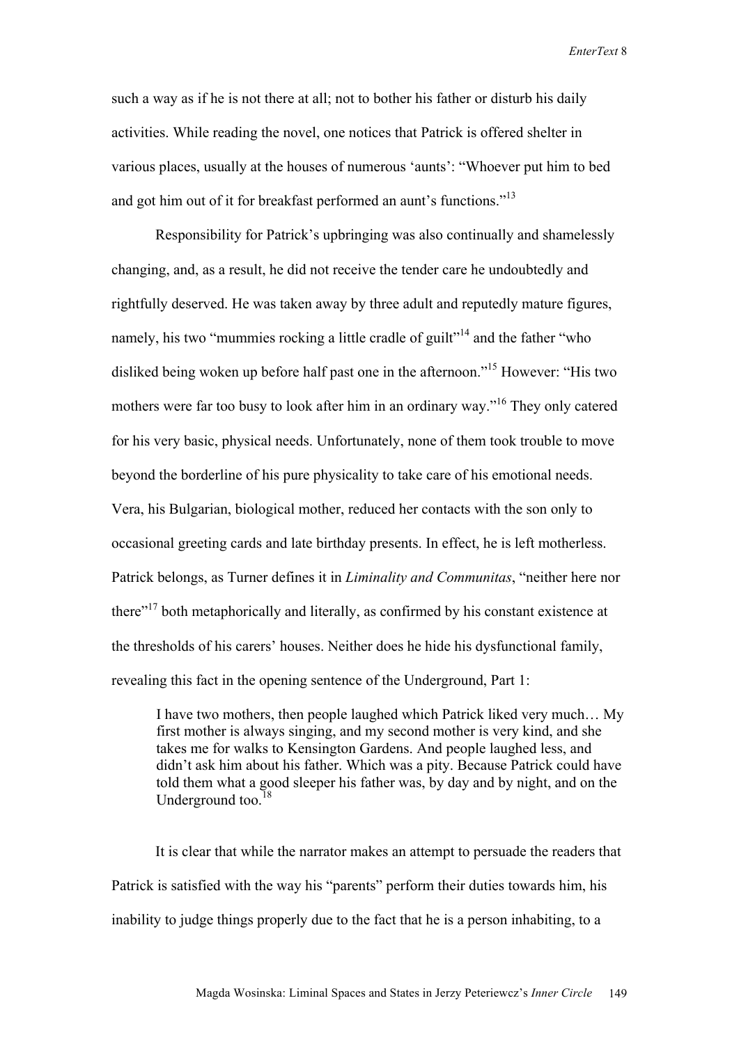such a way as if he is not there at all; not to bother his father or disturb his daily activities. While reading the novel, one notices that Patrick is offered shelter in various places, usually at the houses of numerous 'aunts': "Whoever put him to bed and got him out of it for breakfast performed an aunt's functions."[13]

Responsibility for Patrick's upbringing was also continually and shamelessly changing, and, as a result, he did not receive the tender care he undoubtedly and rightfully deserved. He was taken away by three adult and reputedly mature figures, namely, his two "mummies rocking a little cradle of guilt"[14] and the father "who disliked being woken up before half past one in the afternoon."[15] However: "His two mothers were far too busy to look after him in an ordinary way."[16] They only catered for his very basic, physical needs. Unfortunately, none of them took trouble to move beyond the borderline of his pure physicality to take care of his emotional needs. Vera, his Bulgarian, biological mother, reduced her contacts with the son only to occasional greeting cards and late birthday presents. In effect, he is left motherless. Patrick belongs, as Turner defines it in *Liminality and Communitas*, "neither here nor there"[17] both metaphorically and literally, as confirmed by his constant existence at the thresholds of his carers' houses. Neither does he hide his dysfunctional family, revealing this fact in the opening sentence of the Underground, Part 1:

> I have two mothers, then people laughed which Patrick liked very much… My first mother is always singing, and my second mother is very kind, and she takes me for walks to Kensington Gardens. And people laughed less, and didn't ask him about his father. Which was a pity. Because Patrick could have told them what a good sleeper his father was, by day and by night, and on the Underground too.[18]

It is clear that while the narrator makes an attempt to persuade the readers that Patrick is satisfied with the way his "parents" perform their duties towards him, his inability to judge things properly due to the fact that he is a person inhabiting, to a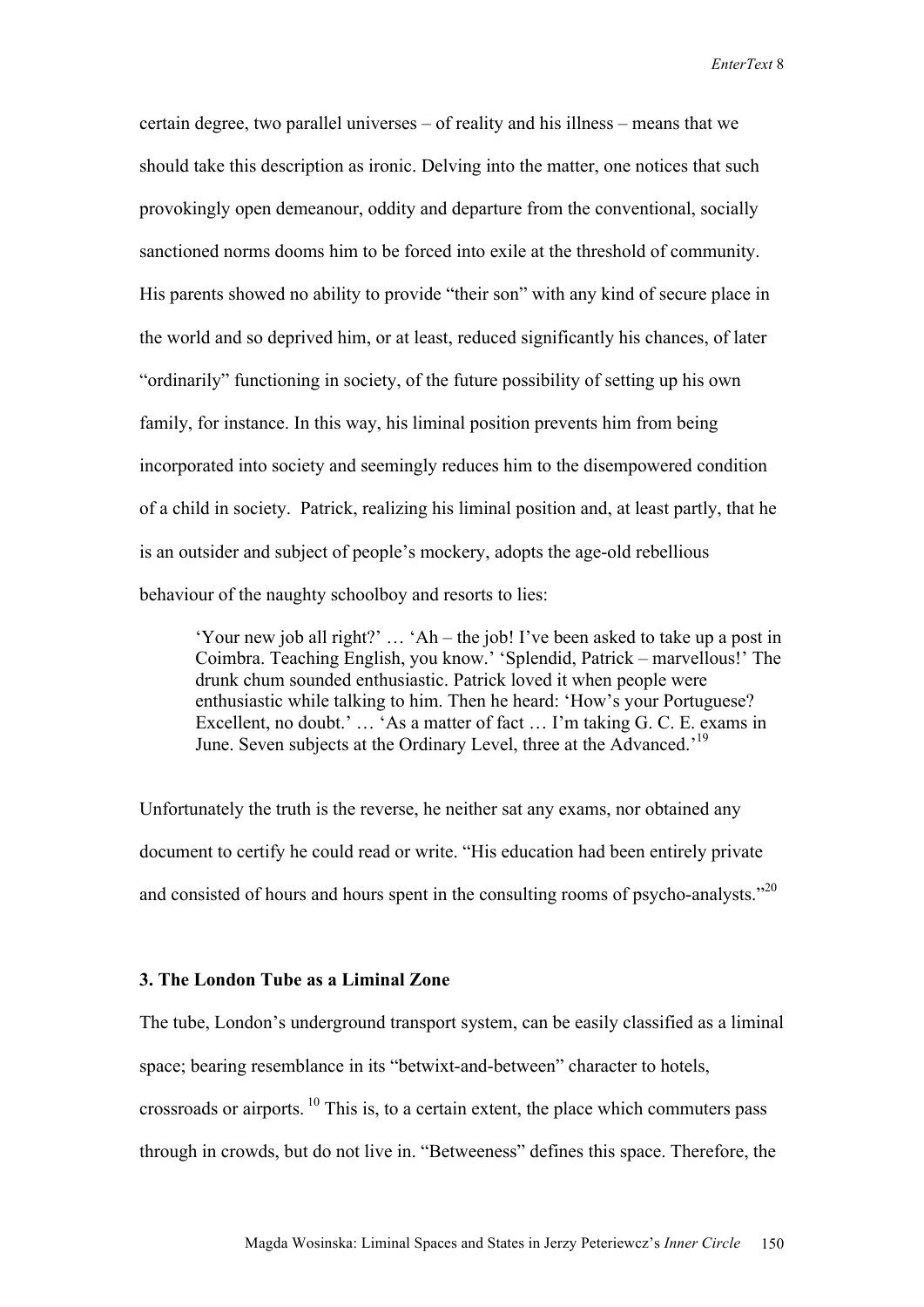certain degree, two parallel universes – of reality and his illness – means that we should take this description as ironic. Delving into the matter, one notices that such provokingly open demeanour, oddity and departure from the conventional, socially sanctioned norms dooms him to be forced into exile at the threshold of community. His parents showed no ability to provide "their son" with any kind of secure place in the world and so deprived him, or at least, reduced significantly his chances, of later "ordinarily" functioning in society, of the future possibility of setting up his own family, for instance. In this way, his liminal position prevents him from being incorporated into society and seemingly reduces him to the disempowered condition of a child in society. Patrick, realizing his liminal position and, at least partly, that he is an outsider and subject of people's mockery, adopts the age-old rebellious behaviour of the naughty schoolboy and resorts to lies:

> 'Your new job all right?' … 'Ah – the job! I've been asked to take up a post in Coimbra. Teaching English, you know.' 'Splendid, Patrick – marvellous!' The drunk chum sounded enthusiastic. Patrick loved it when people were enthusiastic while talking to him. Then he heard: 'How's your Portuguese? Excellent, no doubt.' … 'As a matter of fact … I'm taking G. C. E. exams in June. Seven subjects at the Ordinary Level, three at the Advanced.'[19]

Unfortunately the truth is the reverse, he neither sat any exams, nor obtained any document to certify he could read or write. "His education had been entirely private and consisted of hours and hours spent in the consulting rooms of psycho-analysts."[20]

### 3. The London Tube as a Liminal Zone

The tube, London's underground transport system, can be easily classified as a liminal space; bearing resemblance in its "betwixt-and-between" character to hotels, crossroads or airports. [10] This is, to a certain extent, the place which commuters pass through in crowds, but do not live in. "Betweeness" defines this space. Therefore, the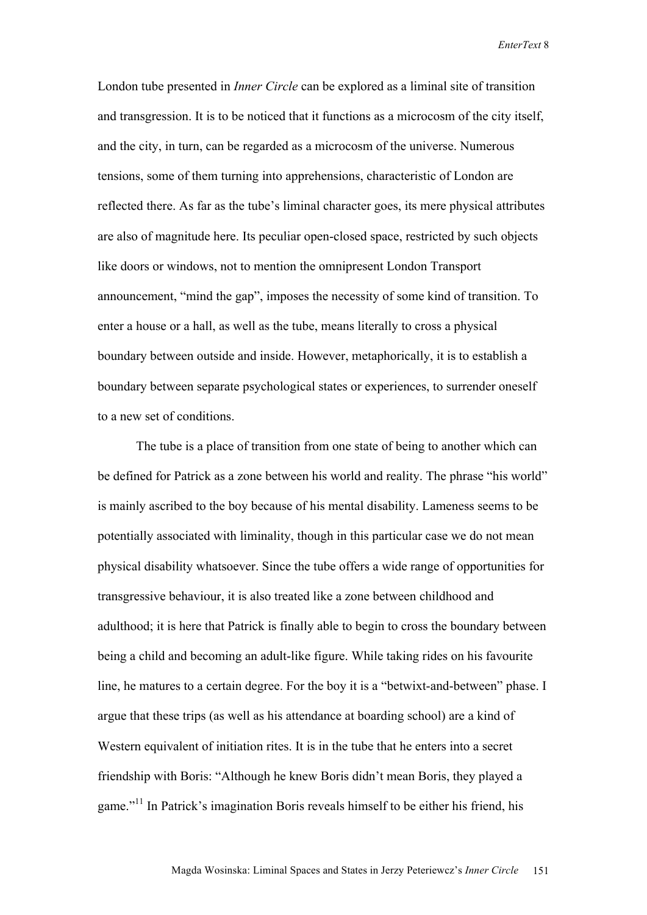London tube presented in *Inner Circle* can be explored as a liminal site of transition and transgression. It is to be noticed that it functions as a microcosm of the city itself, and the city, in turn, can be regarded as a microcosm of the universe. Numerous tensions, some of them turning into apprehensions, characteristic of London are reflected there. As far as the tube's liminal character goes, its mere physical attributes are also of magnitude here. Its peculiar open-closed space, restricted by such objects like doors or windows, not to mention the omnipresent London Transport announcement, "mind the gap", imposes the necessity of some kind of transition. To enter a house or a hall, as well as the tube, means literally to cross a physical boundary between outside and inside. However, metaphorically, it is to establish a boundary between separate psychological states or experiences, to surrender oneself to a new set of conditions.

The tube is a place of transition from one state of being to another which can be defined for Patrick as a zone between his world and reality. The phrase "his world" is mainly ascribed to the boy because of his mental disability. Lameness seems to be potentially associated with liminality, though in this particular case we do not mean physical disability whatsoever. Since the tube offers a wide range of opportunities for transgressive behaviour, it is also treated like a zone between childhood and adulthood; it is here that Patrick is finally able to begin to cross the boundary between being a child and becoming an adult-like figure. While taking rides on his favourite line, he matures to a certain degree. For the boy it is a "betwixt-and-between" phase. I argue that these trips (as well as his attendance at boarding school) are a kind of Western equivalent of initiation rites. It is in the tube that he enters into a secret friendship with Boris: "Although he knew Boris didn't mean Boris, they played a game."[11] In Patrick's imagination Boris reveals himself to be either his friend, his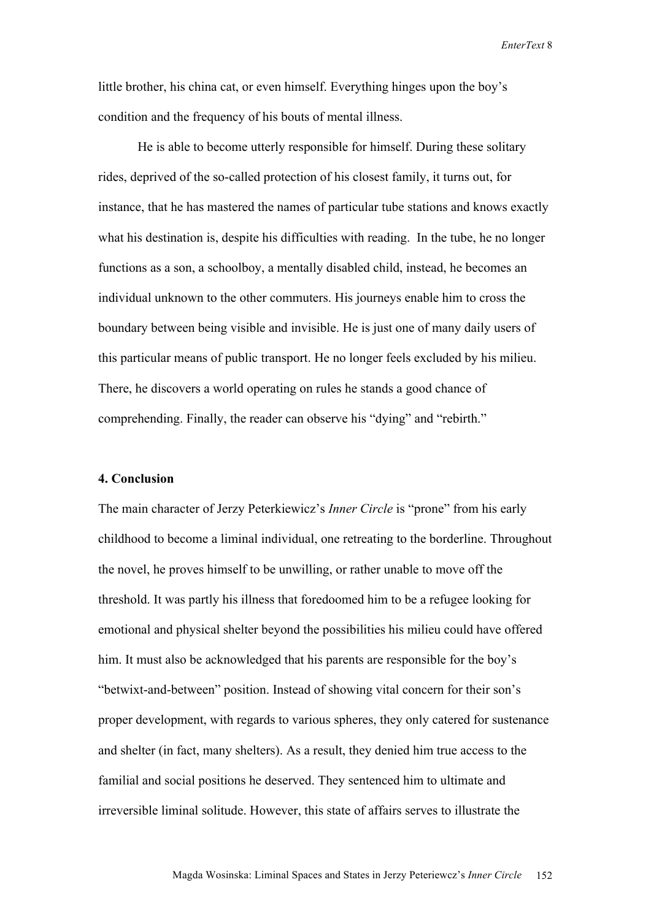little brother, his china cat, or even himself. Everything hinges upon the boy's condition and the frequency of his bouts of mental illness.

He is able to become utterly responsible for himself. During these solitary rides, deprived of the so-called protection of his closest family, it turns out, for instance, that he has mastered the names of particular tube stations and knows exactly what his destination is, despite his difficulties with reading. In the tube, he no longer functions as a son, a schoolboy, a mentally disabled child, instead, he becomes an individual unknown to the other commuters. His journeys enable him to cross the boundary between being visible and invisible. He is just one of many daily users of this particular means of public transport. He no longer feels excluded by his milieu. There, he discovers a world operating on rules he stands a good chance of comprehending. Finally, the reader can observe his "dying" and "rebirth."

**4. Conclusion**

The main character of Jerzy Peterkiewicz's *Inner Circle* is "prone" from his early childhood to become a liminal individual, one retreating to the borderline. Throughout the novel, he proves himself to be unwilling, or rather unable to move off the threshold. It was partly his illness that foredoomed him to be a refugee looking for emotional and physical shelter beyond the possibilities his milieu could have offered him. It must also be acknowledged that his parents are responsible for the boy's "betwixt-and-between" position. Instead of showing vital concern for their son's proper development, with regards to various spheres, they only catered for sustenance and shelter (in fact, many shelters). As a result, they denied him true access to the familial and social positions he deserved. They sentenced him to ultimate and irreversible liminal solitude. However, this state of affairs serves to illustrate the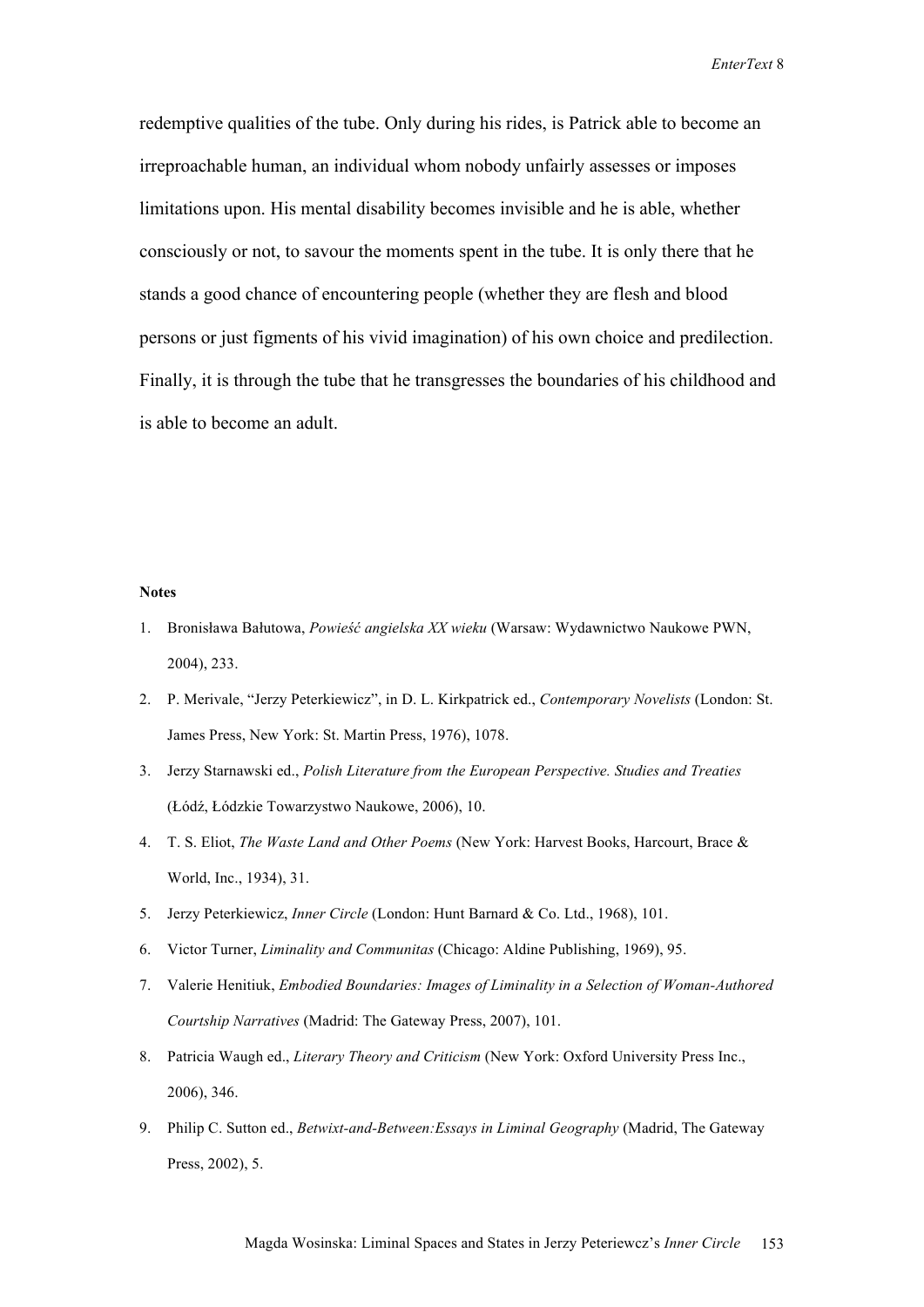redemptive qualities of the tube. Only during his rides, is Patrick able to become an irreproachable human, an individual whom nobody unfairly assesses or imposes limitations upon. His mental disability becomes invisible and he is able, whether consciously or not, to savour the moments spent in the tube. It is only there that he stands a good chance of encountering people (whether they are flesh and blood persons or just figments of his vivid imagination) of his own choice and predilection. Finally, it is through the tube that he transgresses the boundaries of his childhood and is able to become an adult.

**Notes**

1. Bronisława Bałutowa, *Powieść angielska XX wieku* (Warsaw: Wydawnictwo Naukowe PWN, 2004), 233.
2. P. Merivale, "Jerzy Peterkiewicz", in D. L. Kirkpatrick ed., *Contemporary Novelists* (London: St. James Press, New York: St. Martin Press, 1976), 1078.
3. Jerzy Starnawski ed., *Polish Literature from the European Perspective. Studies and Treaties* (Łódź, Łódzkie Towarzystwo Naukowe, 2006), 10.
4. T. S. Eliot, *The Waste Land and Other Poems* (New York: Harvest Books, Harcourt, Brace & World, Inc., 1934), 31.
5. Jerzy Peterkiewicz, *Inner Circle* (London: Hunt Barnard & Co. Ltd., 1968), 101.
6. Victor Turner, *Liminality and Communitas* (Chicago: Aldine Publishing, 1969), 95.
7. Valerie Henitiuk, *Embodied Boundaries: Images of Liminality in a Selection of Woman-Authored Courtship Narratives* (Madrid: The Gateway Press, 2007), 101.
8. Patricia Waugh ed., *Literary Theory and Criticism* (New York: Oxford University Press Inc., 2006), 346.
9. Philip C. Sutton ed., *Betwixt-and-Between:Essays in Liminal Geography* (Madrid, The Gateway Press, 2002), 5.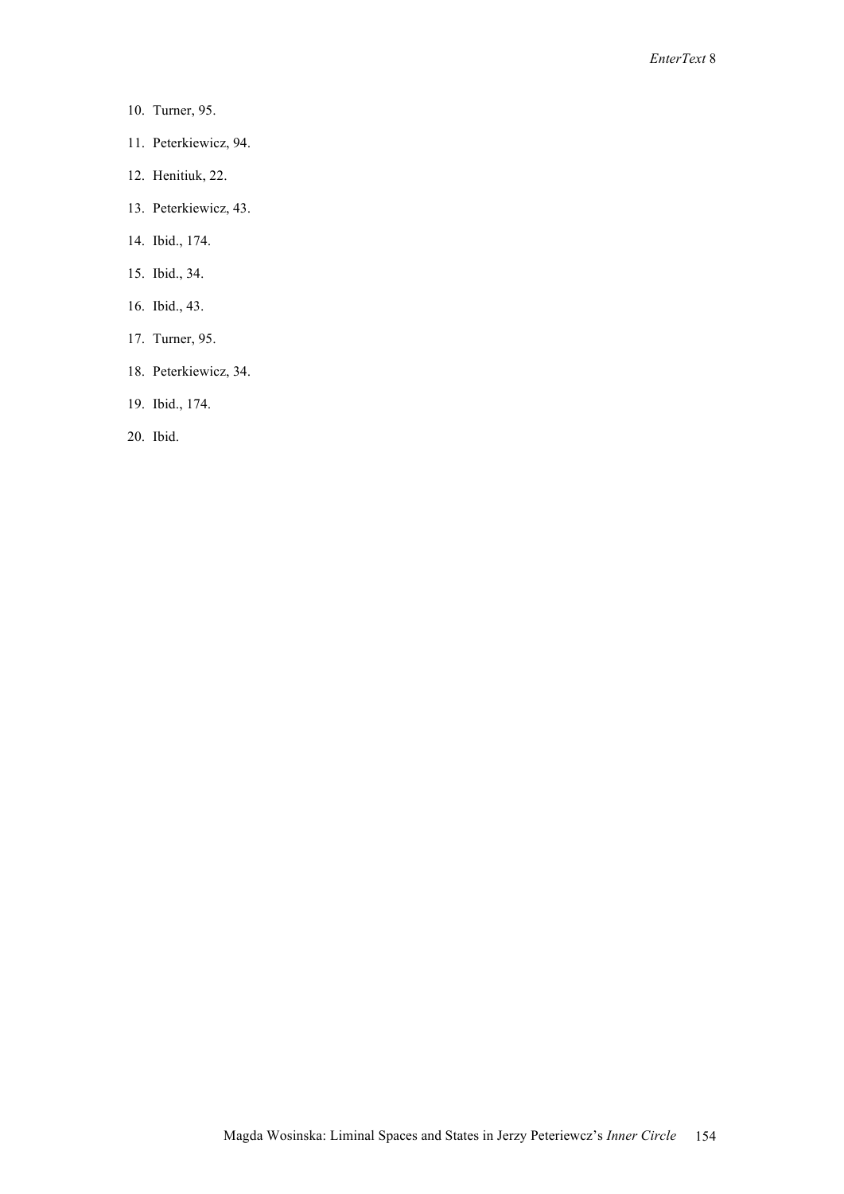10. Turner, 95.
11. Peterkiewicz, 94.
12. Henitiuk, 22.
13. Peterkiewicz, 43.
14. Ibid., 174.
15. Ibid., 34.
16. Ibid., 43.
17. Turner, 95.
18. Peterkiewicz, 34.
19. Ibid., 174.
20. Ibid.